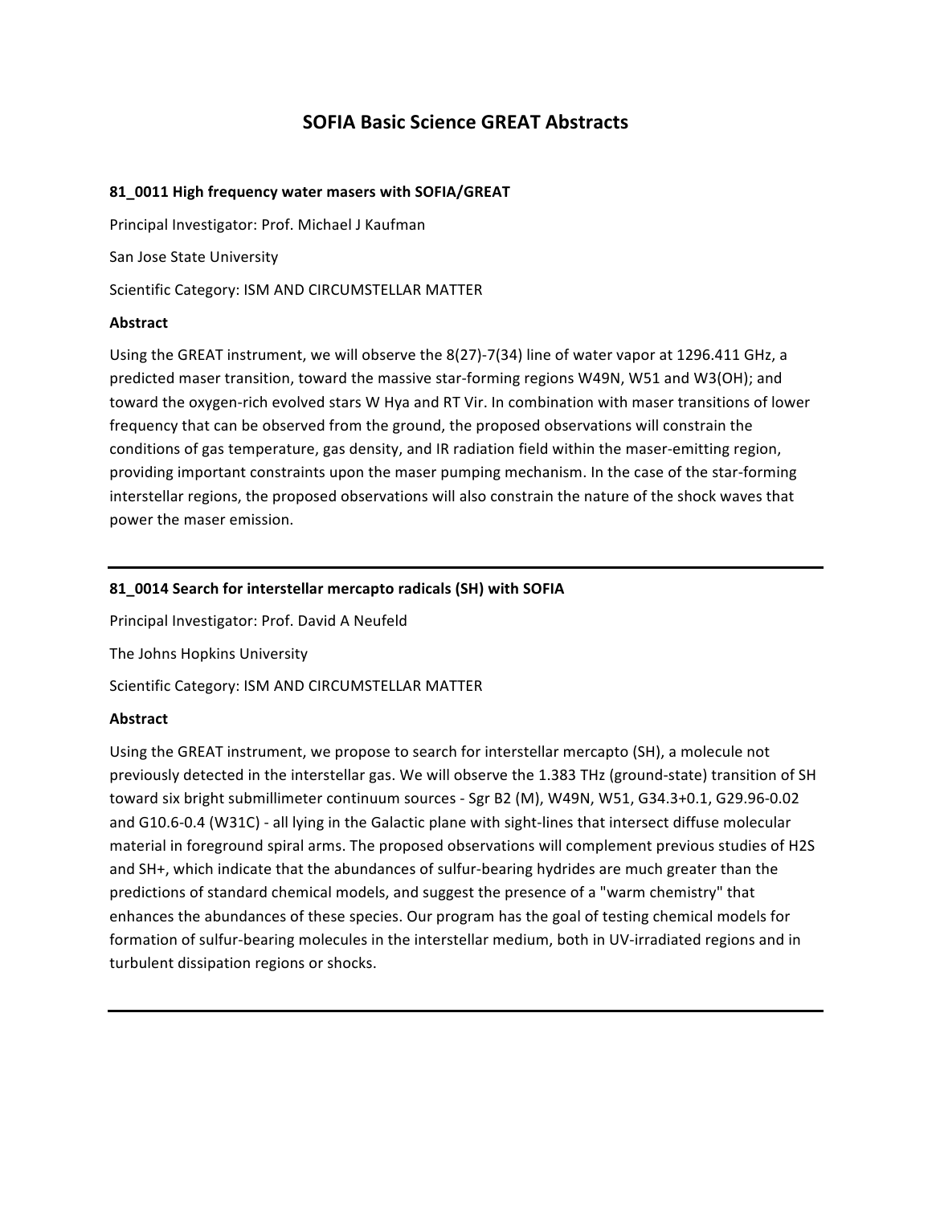# SOFIA Basic Science GREAT Abstracts

## 81_0011 High frequency water masers with SOFIA/GREAT

Principal Investigator: Prof. Michael J Kaufman

San Jose State University

Scientific Category: ISM AND CIRCUMSTELLAR MATTER

**Abstract**

Using the GREAT instrument, we will observe the 8(27)-7(34) line of water vapor at 1296.411 GHz, a predicted maser transition, toward the massive star-forming regions W49N, W51 and W3(OH); and toward the oxygen-rich evolved stars W Hya and RT Vir. In combination with maser transitions of lower frequency that can be observed from the ground, the proposed observations will constrain the conditions of gas temperature, gas density, and IR radiation field within the maser-emitting region, providing important constraints upon the maser pumping mechanism. In the case of the star-forming interstellar regions, the proposed observations will also constrain the nature of the shock waves that power the maser emission.

---

## 81_0014 Search for interstellar mercapto radicals (SH) with SOFIA

Principal Investigator: Prof. David A Neufeld

The Johns Hopkins University

Scientific Category: ISM AND CIRCUMSTELLAR MATTER

**Abstract**

Using the GREAT instrument, we propose to search for interstellar mercapto (SH), a molecule not previously detected in the interstellar gas. We will observe the 1.383 THz (ground-state) transition of SH toward six bright submillimeter continuum sources - Sgr B2 (M), W49N, W51, G34.3+0.1, G29.96-0.02 and G10.6-0.4 (W31C) - all lying in the Galactic plane with sight-lines that intersect diffuse molecular material in foreground spiral arms. The proposed observations will complement previous studies of $H_2S$ and $SH^+$, which indicate that the abundances of sulfur-bearing hydrides are much greater than the predictions of standard chemical models, and suggest the presence of a "warm chemistry" that enhances the abundances of these species. Our program has the goal of testing chemical models for formation of sulfur-bearing molecules in the interstellar medium, both in UV-irradiated regions and in turbulent dissipation regions or shocks.

---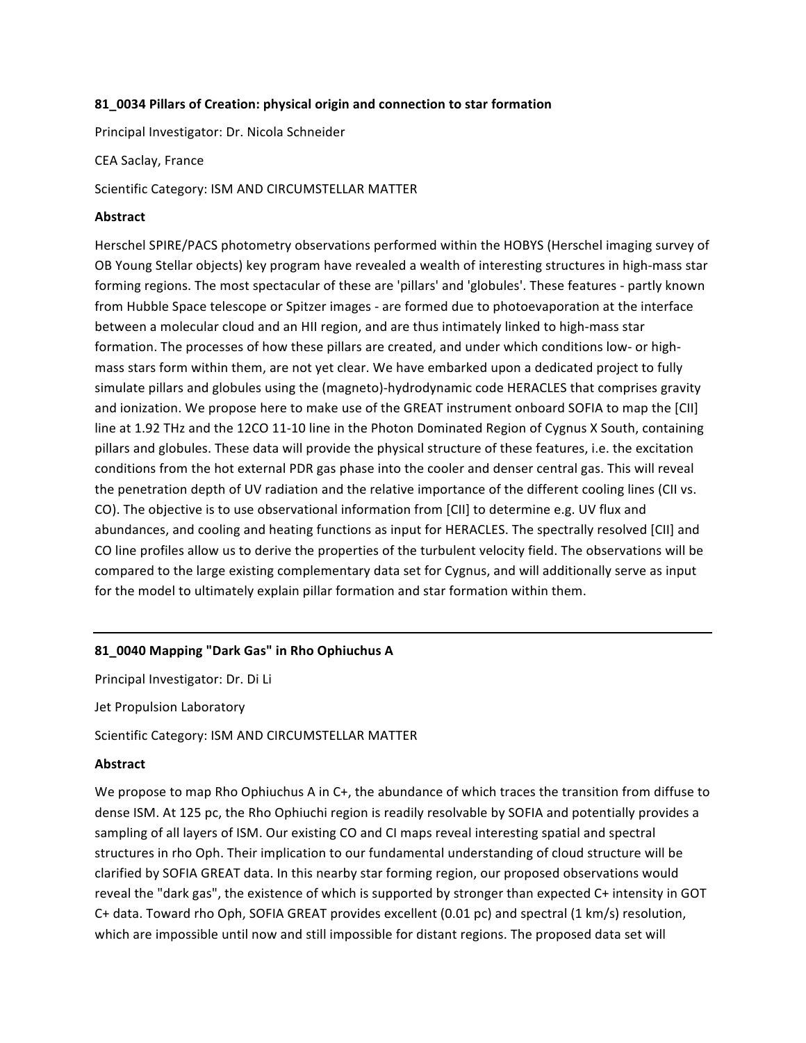**81_0034 Pillars of Creation: physical origin and connection to star formation**

Principal Investigator: Dr. Nicola Schneider

CEA Saclay, France

Scientific Category: ISM AND CIRCUMSTELLAR MATTER

**Abstract**

Herschel SPIRE/PACS photometry observations performed within the HOBYS (Herschel imaging survey of OB Young Stellar objects) key program have revealed a wealth of interesting structures in high-mass star forming regions. The most spectacular of these are 'pillars' and 'globules'. These features - partly known from Hubble Space telescope or Spitzer images - are formed due to photoevaporation at the interface between a molecular cloud and an HII region, and are thus intimately linked to high-mass star formation. The processes of how these pillars are created, and under which conditions low- or high-mass stars form within them, are not yet clear. We have embarked upon a dedicated project to fully simulate pillars and globules using the (magneto)-hydrodynamic code HERACLES that comprises gravity and ionization. We propose here to make use of the GREAT instrument onboard SOFIA to map the [CII] line at 1.92 THz and the 12CO 11-10 line in the Photon Dominated Region of Cygnus X South, containing pillars and globules. These data will provide the physical structure of these features, i.e. the excitation conditions from the hot external PDR gas phase into the cooler and denser central gas. This will reveal the penetration depth of UV radiation and the relative importance of the different cooling lines (CII vs. CO). The objective is to use observational information from [CII] to determine e.g. UV flux and abundances, and cooling and heating functions as input for HERACLES. The spectrally resolved [CII] and CO line profiles allow us to derive the properties of the turbulent velocity field. The observations will be compared to the large existing complementary data set for Cygnus, and will additionally serve as input for the model to ultimately explain pillar formation and star formation within them.

---

**81_0040 Mapping "Dark Gas" in Rho Ophiuchus A**

Principal Investigator: Dr. Di Li

Jet Propulsion Laboratory

Scientific Category: ISM AND CIRCUMSTELLAR MATTER

**Abstract**

We propose to map Rho Ophiuchus A in C+, the abundance of which traces the transition from diffuse to dense ISM. At 125 pc, the Rho Ophiuchi region is readily resolvable by SOFIA and potentially provides a sampling of all layers of ISM. Our existing CO and CI maps reveal interesting spatial and spectral structures in rho Oph. Their implication to our fundamental understanding of cloud structure will be clarified by SOFIA GREAT data. In this nearby star forming region, our proposed observations would reveal the "dark gas", the existence of which is supported by stronger than expected C+ intensity in GOT C+ data. Toward rho Oph, SOFIA GREAT provides excellent (0.01 pc) and spectral (1 km/s) resolution, which are impossible until now and still impossible for distant regions. The proposed data set will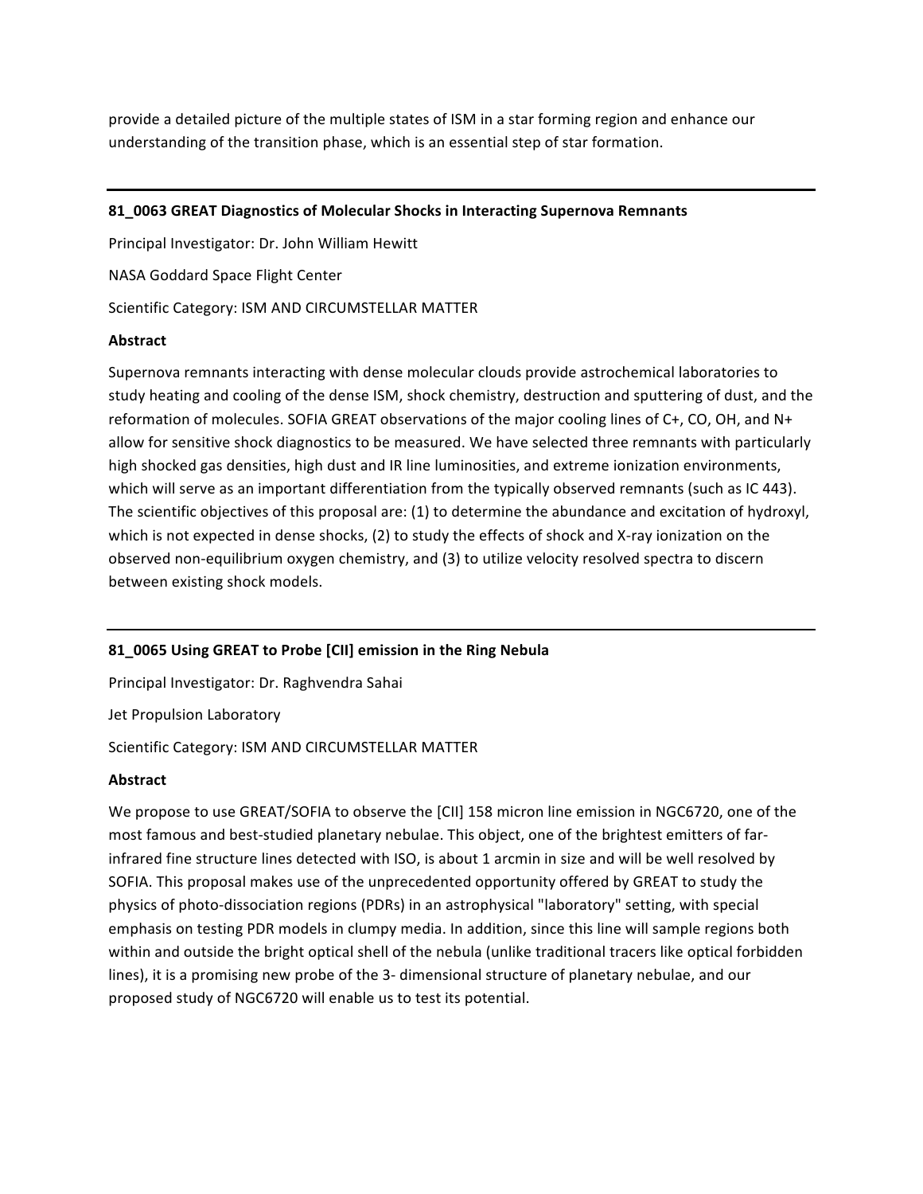provide a detailed picture of the multiple states of ISM in a star forming region and enhance our understanding of the transition phase, which is an essential step of star formation.

---

**81_0063 GREAT Diagnostics of Molecular Shocks in Interacting Supernova Remnants**

Principal Investigator: Dr. John William Hewitt

NASA Goddard Space Flight Center

Scientific Category: ISM AND CIRCUMSTELLAR MATTER

**Abstract**

Supernova remnants interacting with dense molecular clouds provide astrochemical laboratories to study heating and cooling of the dense ISM, shock chemistry, destruction and sputtering of dust, and the reformation of molecules. SOFIA GREAT observations of the major cooling lines of C+, CO, OH, and N+ allow for sensitive shock diagnostics to be measured. We have selected three remnants with particularly high shocked gas densities, high dust and IR line luminosities, and extreme ionization environments, which will serve as an important differentiation from the typically observed remnants (such as IC 443). The scientific objectives of this proposal are: (1) to determine the abundance and excitation of hydroxyl, which is not expected in dense shocks, (2) to study the effects of shock and X-ray ionization on the observed non-equilibrium oxygen chemistry, and (3) to utilize velocity resolved spectra to discern between existing shock models.

---

**81_0065 Using GREAT to Probe [CII] emission in the Ring Nebula**

Principal Investigator: Dr. Raghvendra Sahai

Jet Propulsion Laboratory

Scientific Category: ISM AND CIRCUMSTELLAR MATTER

**Abstract**

We propose to use GREAT/SOFIA to observe the [CII] 158 micron line emission in NGC6720, one of the most famous and best-studied planetary nebulae. This object, one of the brightest emitters of far-infrared fine structure lines detected with ISO, is about 1 arcmin in size and will be well resolved by SOFIA. This proposal makes use of the unprecedented opportunity offered by GREAT to study the physics of photo-dissociation regions (PDRs) in an astrophysical "laboratory" setting, with special emphasis on testing PDR models in clumpy media. In addition, since this line will sample regions both within and outside the bright optical shell of the nebula (unlike traditional tracers like optical forbidden lines), it is a promising new probe of the 3- dimensional structure of planetary nebulae, and our proposed study of NGC6720 will enable us to test its potential.